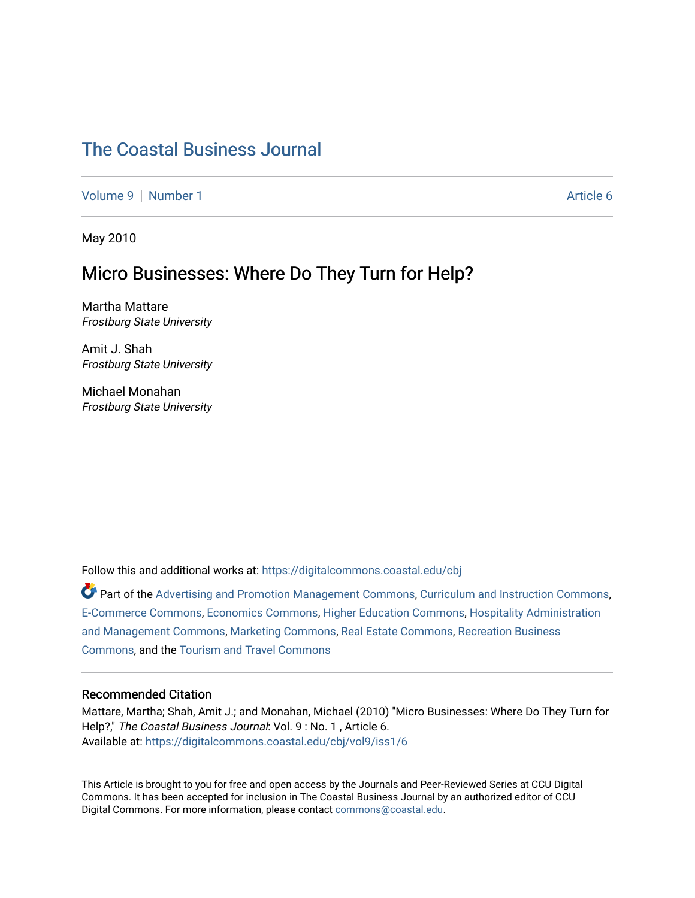# The Coastal Business Journal

Volume 9 | Number 1 Article 6

May 2010

## Micro Businesses: Where Do They Turn for Help?

Martha Mattare
*Frostburg State University*

Amit J. Shah
*Frostburg State University*

Michael Monahan
*Frostburg State University*

Follow this and additional works at: https://digitalcommons.coastal.edu/cbj

Part of the Advertising and Promotion Management Commons, Curriculum and Instruction Commons, E-Commerce Commons, Economics Commons, Higher Education Commons, Hospitality Administration and Management Commons, Marketing Commons, Real Estate Commons, Recreation Business Commons, and the Tourism and Travel Commons

### Recommended Citation

Mattare, Martha; Shah, Amit J.; and Monahan, Michael (2010) "Micro Businesses: Where Do They Turn for Help?," *The Coastal Business Journal*: Vol. 9 : No. 1 , Article 6.
Available at: https://digitalcommons.coastal.edu/cbj/vol9/iss1/6

This Article is brought to you for free and open access by the Journals and Peer-Reviewed Series at CCU Digital Commons. It has been accepted for inclusion in The Coastal Business Journal by an authorized editor of CCU Digital Commons. For more information, please contact commons@coastal.edu.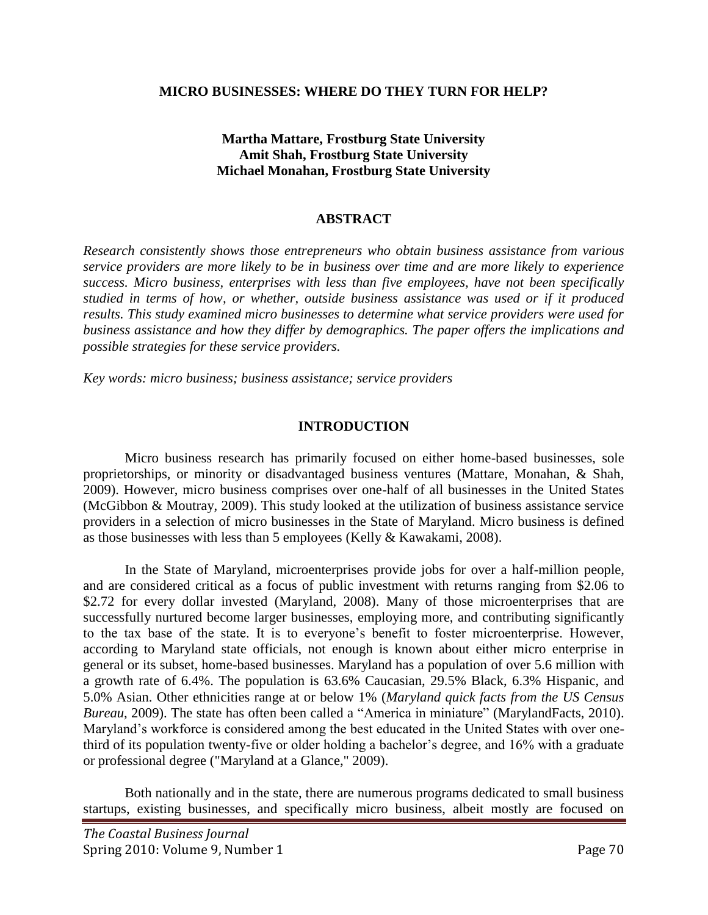# MICRO BUSINESSES: WHERE DO THEY TURN FOR HELP?

**Martha Mattare, Frostburg State University**
**Amit Shah, Frostburg State University**
**Michael Monahan, Frostburg State University**

## ABSTRACT

*Research consistently shows those entrepreneurs who obtain business assistance from various service providers are more likely to be in business over time and are more likely to experience success. Micro business, enterprises with less than five employees, have not been specifically studied in terms of how, or whether, outside business assistance was used or if it produced results. This study examined micro businesses to determine what service providers were used for business assistance and how they differ by demographics. The paper offers the implications and possible strategies for these service providers.*

*Key words: micro business; business assistance; service providers*

## INTRODUCTION

Micro business research has primarily focused on either home-based businesses, sole proprietorships, or minority or disadvantaged business ventures (Mattare, Monahan, & Shah, 2009). However, micro business comprises over one-half of all businesses in the United States (McGibbon & Moutray, 2009). This study looked at the utilization of business assistance service providers in a selection of micro businesses in the State of Maryland. Micro business is defined as those businesses with less than 5 employees (Kelly & Kawakami, 2008).

In the State of Maryland, microenterprises provide jobs for over a half-million people, and are considered critical as a focus of public investment with returns ranging from \$2.06 to \$2.72 for every dollar invested (Maryland, 2008). Many of those microenterprises that are successfully nurtured become larger businesses, employing more, and contributing significantly to the tax base of the state. It is to everyone's benefit to foster microenterprise. However, according to Maryland state officials, not enough is known about either micro enterprise in general or its subset, home-based businesses. Maryland has a population of over 5.6 million with a growth rate of 6.4%. The population is 63.6% Caucasian, 29.5% Black, 6.3% Hispanic, and 5.0% Asian. Other ethnicities range at or below 1% (*Maryland quick facts from the US Census Bureau*, 2009). The state has often been called a "America in miniature" (MarylandFacts, 2010). Maryland's workforce is considered among the best educated in the United States with over one-third of its population twenty-five or older holding a bachelor's degree, and 16% with a graduate or professional degree ("Maryland at a Glance," 2009).

Both nationally and in the state, there are numerous programs dedicated to small business startups, existing businesses, and specifically micro business, albeit mostly are focused on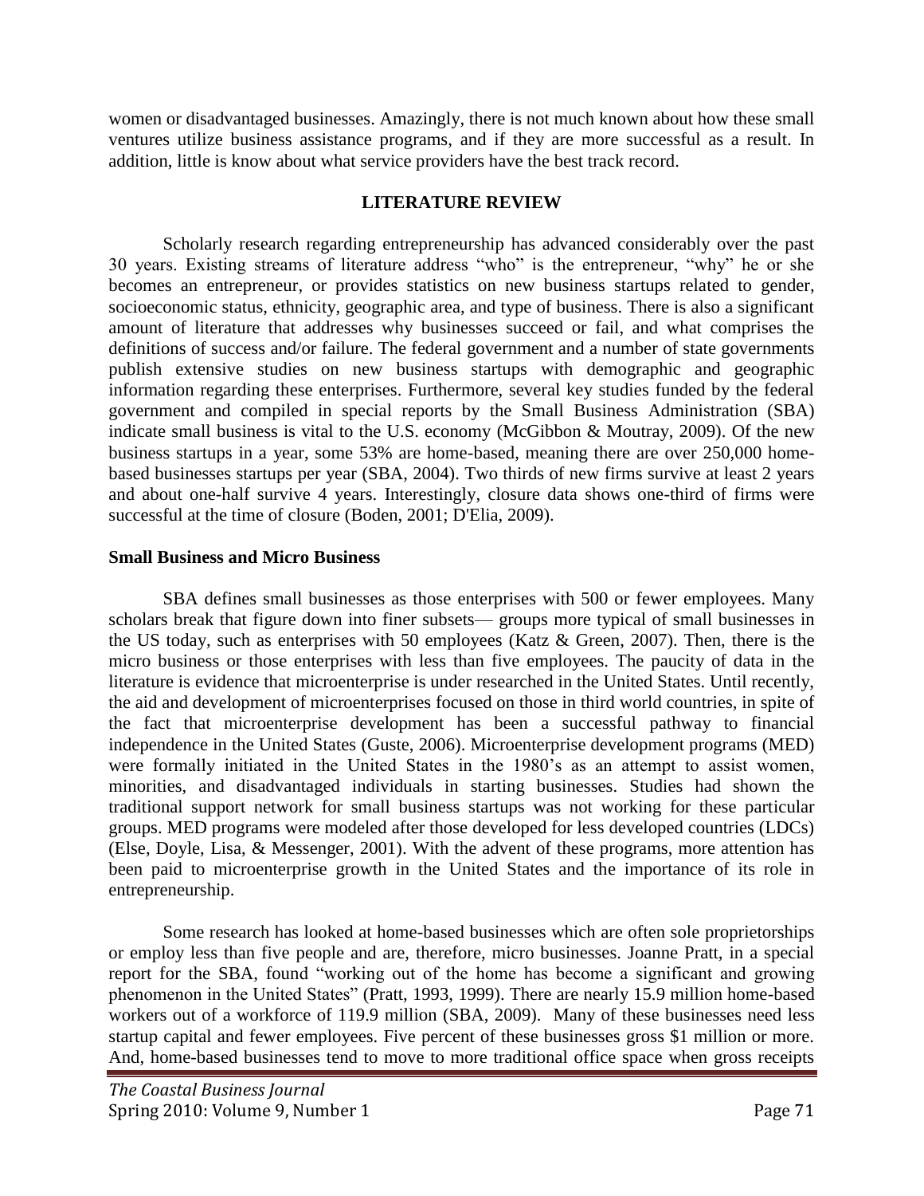women or disadvantaged businesses. Amazingly, there is not much known about how these small ventures utilize business assistance programs, and if they are more successful as a result. In addition, little is know about what service providers have the best track record.

## LITERATURE REVIEW

Scholarly research regarding entrepreneurship has advanced considerably over the past 30 years. Existing streams of literature address "who" is the entrepreneur, "why" he or she becomes an entrepreneur, or provides statistics on new business startups related to gender, socioeconomic status, ethnicity, geographic area, and type of business. There is also a significant amount of literature that addresses why businesses succeed or fail, and what comprises the definitions of success and/or failure. The federal government and a number of state governments publish extensive studies on new business startups with demographic and geographic information regarding these enterprises. Furthermore, several key studies funded by the federal government and compiled in special reports by the Small Business Administration (SBA) indicate small business is vital to the U.S. economy (McGibbon & Moutray, 2009). Of the new business startups in a year, some 53% are home-based, meaning there are over 250,000 home-based businesses startups per year (SBA, 2004). Two thirds of new firms survive at least 2 years and about one-half survive 4 years. Interestingly, closure data shows one-third of firms were successful at the time of closure (Boden, 2001; D'Elia, 2009).

### Small Business and Micro Business

SBA defines small businesses as those enterprises with 500 or fewer employees. Many scholars break that figure down into finer subsets— groups more typical of small businesses in the US today, such as enterprises with 50 employees (Katz & Green, 2007). Then, there is the micro business or those enterprises with less than five employees. The paucity of data in the literature is evidence that microenterprise is under researched in the United States. Until recently, the aid and development of microenterprises focused on those in third world countries, in spite of the fact that microenterprise development has been a successful pathway to financial independence in the United States (Guste, 2006). Microenterprise development programs (MED) were formally initiated in the United States in the 1980's as an attempt to assist women, minorities, and disadvantaged individuals in starting businesses. Studies had shown the traditional support network for small business startups was not working for these particular groups. MED programs were modeled after those developed for less developed countries (LDCs) (Else, Doyle, Lisa, & Messenger, 2001). With the advent of these programs, more attention has been paid to microenterprise growth in the United States and the importance of its role in entrepreneurship.

Some research has looked at home-based businesses which are often sole proprietorships or employ less than five people and are, therefore, micro businesses. Joanne Pratt, in a special report for the SBA, found "working out of the home has become a significant and growing phenomenon in the United States" (Pratt, 1993, 1999). There are nearly 15.9 million home-based workers out of a workforce of 119.9 million (SBA, 2009). Many of these businesses need less startup capital and fewer employees. Five percent of these businesses gross $1 million or more. And, home-based businesses tend to move to more traditional office space when gross receipts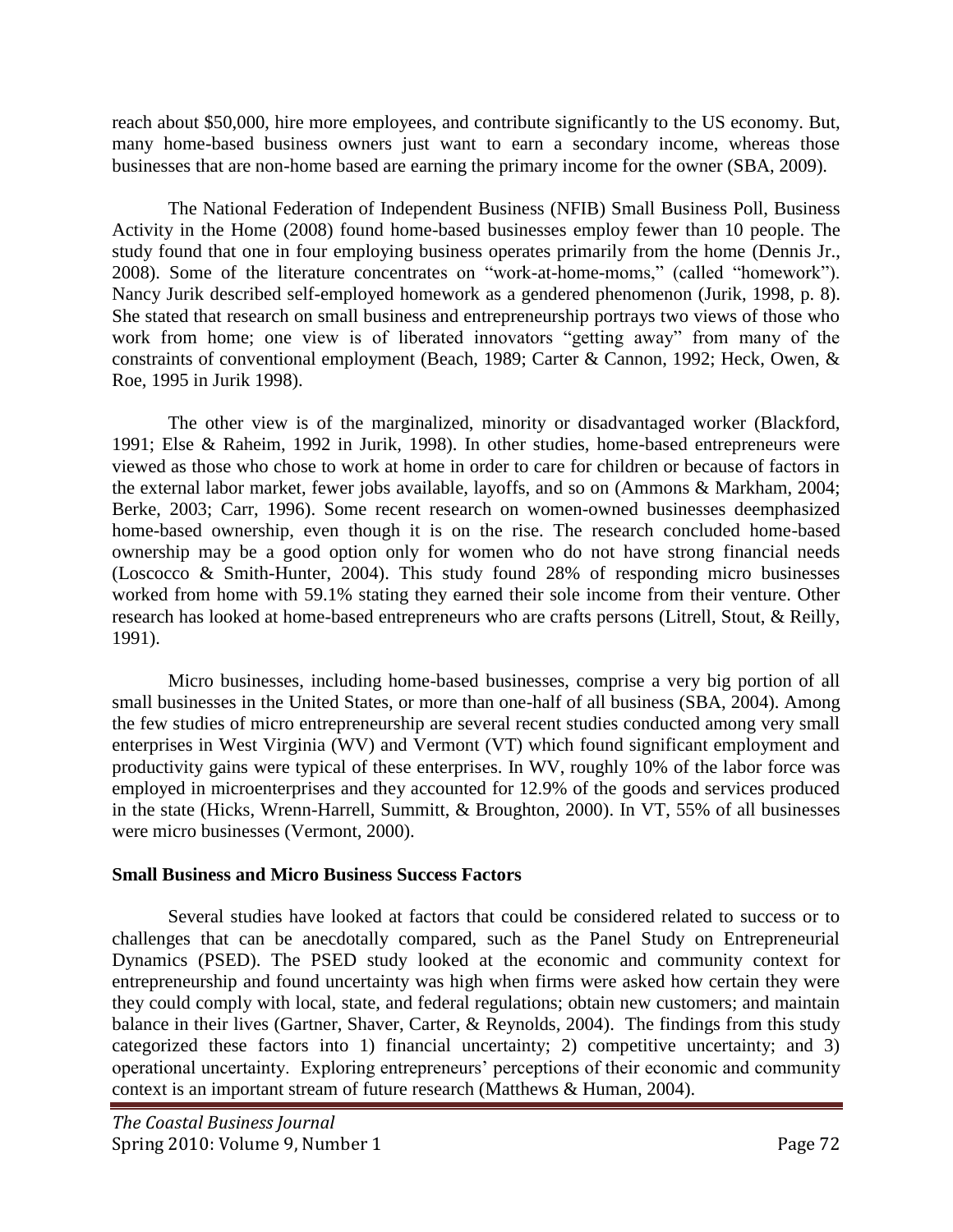reach about $50,000, hire more employees, and contribute significantly to the US economy. But, many home-based business owners just want to earn a secondary income, whereas those businesses that are non-home based are earning the primary income for the owner (SBA, 2009).

The National Federation of Independent Business (NFIB) Small Business Poll, Business Activity in the Home (2008) found home-based businesses employ fewer than 10 people. The study found that one in four employing business operates primarily from the home (Dennis Jr., 2008). Some of the literature concentrates on "work-at-home-moms," (called "homework"). Nancy Jurik described self-employed homework as a gendered phenomenon (Jurik, 1998, p. 8). She stated that research on small business and entrepreneurship portrays two views of those who work from home; one view is of liberated innovators "getting away" from many of the constraints of conventional employment (Beach, 1989; Carter & Cannon, 1992; Heck, Owen, & Roe, 1995 in Jurik 1998).

The other view is of the marginalized, minority or disadvantaged worker (Blackford, 1991; Else & Raheim, 1992 in Jurik, 1998). In other studies, home-based entrepreneurs were viewed as those who chose to work at home in order to care for children or because of factors in the external labor market, fewer jobs available, layoffs, and so on (Ammons & Markham, 2004; Berke, 2003; Carr, 1996). Some recent research on women-owned businesses deemphasized home-based ownership, even though it is on the rise. The research concluded home-based ownership may be a good option only for women who do not have strong financial needs (Loscocco & Smith-Hunter, 2004). This study found 28% of responding micro businesses worked from home with 59.1% stating they earned their sole income from their venture. Other research has looked at home-based entrepreneurs who are crafts persons (Litrell, Stout, & Reilly, 1991).

Micro businesses, including home-based businesses, comprise a very big portion of all small businesses in the United States, or more than one-half of all business (SBA, 2004). Among the few studies of micro entrepreneurship are several recent studies conducted among very small enterprises in West Virginia (WV) and Vermont (VT) which found significant employment and productivity gains were typical of these enterprises. In WV, roughly 10% of the labor force was employed in microenterprises and they accounted for 12.9% of the goods and services produced in the state (Hicks, Wrenn-Harrell, Summitt, & Broughton, 2000). In VT, 55% of all businesses were micro businesses (Vermont, 2000).

**Small Business and Micro Business Success Factors**

Several studies have looked at factors that could be considered related to success or to challenges that can be anecdotally compared, such as the Panel Study on Entrepreneurial Dynamics (PSED). The PSED study looked at the economic and community context for entrepreneurship and found uncertainty was high when firms were asked how certain they were they could comply with local, state, and federal regulations; obtain new customers; and maintain balance in their lives (Gartner, Shaver, Carter, & Reynolds, 2004). The findings from this study categorized these factors into 1) financial uncertainty; 2) competitive uncertainty; and 3) operational uncertainty. Exploring entrepreneurs' perceptions of their economic and community context is an important stream of future research (Matthews & Human, 2004).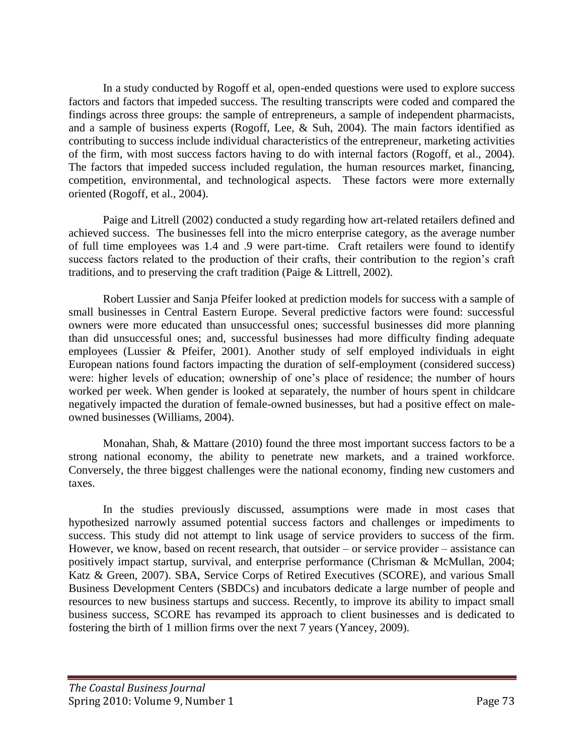In a study conducted by Rogoff et al, open-ended questions were used to explore success factors and factors that impeded success. The resulting transcripts were coded and compared the findings across three groups: the sample of entrepreneurs, a sample of independent pharmacists, and a sample of business experts (Rogoff, Lee, & Suh, 2004). The main factors identified as contributing to success include individual characteristics of the entrepreneur, marketing activities of the firm, with most success factors having to do with internal factors (Rogoff, et al., 2004). The factors that impeded success included regulation, the human resources market, financing, competition, environmental, and technological aspects. These factors were more externally oriented (Rogoff, et al., 2004).

Paige and Litrell (2002) conducted a study regarding how art-related retailers defined and achieved success. The businesses fell into the micro enterprise category, as the average number of full time employees was 1.4 and .9 were part-time. Craft retailers were found to identify success factors related to the production of their crafts, their contribution to the region's craft traditions, and to preserving the craft tradition (Paige & Littrell, 2002).

Robert Lussier and Sanja Pfeifer looked at prediction models for success with a sample of small businesses in Central Eastern Europe. Several predictive factors were found: successful owners were more educated than unsuccessful ones; successful businesses did more planning than did unsuccessful ones; and, successful businesses had more difficulty finding adequate employees (Lussier & Pfeifer, 2001). Another study of self employed individuals in eight European nations found factors impacting the duration of self-employment (considered success) were: higher levels of education; ownership of one's place of residence; the number of hours worked per week. When gender is looked at separately, the number of hours spent in childcare negatively impacted the duration of female-owned businesses, but had a positive effect on male-owned businesses (Williams, 2004).

Monahan, Shah, & Mattare (2010) found the three most important success factors to be a strong national economy, the ability to penetrate new markets, and a trained workforce. Conversely, the three biggest challenges were the national economy, finding new customers and taxes.

In the studies previously discussed, assumptions were made in most cases that hypothesized narrowly assumed potential success factors and challenges or impediments to success. This study did not attempt to link usage of service providers to success of the firm. However, we know, based on recent research, that outsider – or service provider – assistance can positively impact startup, survival, and enterprise performance (Chrisman & McMullan, 2004; Katz & Green, 2007). SBA, Service Corps of Retired Executives (SCORE), and various Small Business Development Centers (SBDCs) and incubators dedicate a large number of people and resources to new business startups and success. Recently, to improve its ability to impact small business success, SCORE has revamped its approach to client businesses and is dedicated to fostering the birth of 1 million firms over the next 7 years (Yancey, 2009).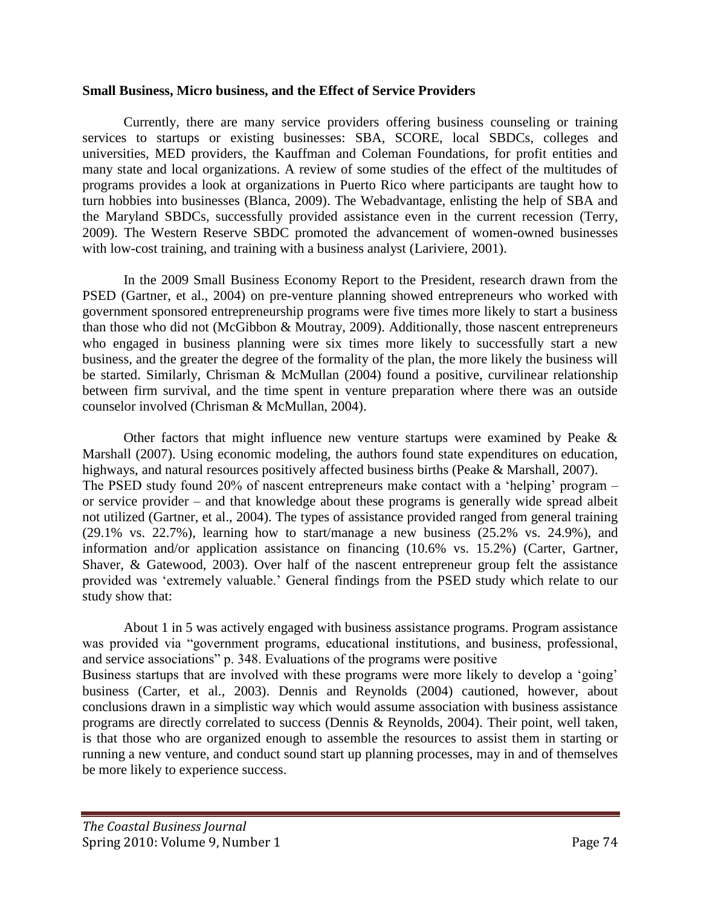**Small Business, Micro business, and the Effect of Service Providers**

Currently, there are many service providers offering business counseling or training services to startups or existing businesses: SBA, SCORE, local SBDCs, colleges and universities, MED providers, the Kauffman and Coleman Foundations, for profit entities and many state and local organizations. A review of some studies of the effect of the multitudes of programs provides a look at organizations in Puerto Rico where participants are taught how to turn hobbies into businesses (Blanca, 2009). The Webadvantage, enlisting the help of SBA and the Maryland SBDCs, successfully provided assistance even in the current recession (Terry, 2009). The Western Reserve SBDC promoted the advancement of women-owned businesses with low-cost training, and training with a business analyst (Lariviere, 2001).

In the 2009 Small Business Economy Report to the President, research drawn from the PSED (Gartner, et al., 2004) on pre-venture planning showed entrepreneurs who worked with government sponsored entrepreneurship programs were five times more likely to start a business than those who did not (McGibbon & Moutray, 2009). Additionally, those nascent entrepreneurs who engaged in business planning were six times more likely to successfully start a new business, and the greater the degree of the formality of the plan, the more likely the business will be started. Similarly, Chrisman & McMullan (2004) found a positive, curvilinear relationship between firm survival, and the time spent in venture preparation where there was an outside counselor involved (Chrisman & McMullan, 2004).

Other factors that might influence new venture startups were examined by Peake & Marshall (2007). Using economic modeling, the authors found state expenditures on education, highways, and natural resources positively affected business births (Peake & Marshall, 2007). The PSED study found 20% of nascent entrepreneurs make contact with a 'helping' program – or service provider – and that knowledge about these programs is generally wide spread albeit not utilized (Gartner, et al., 2004). The types of assistance provided ranged from general training (29.1% vs. 22.7%), learning how to start/manage a new business (25.2% vs. 24.9%), and information and/or application assistance on financing (10.6% vs. 15.2%) (Carter, Gartner, Shaver, & Gatewood, 2003). Over half of the nascent entrepreneur group felt the assistance provided was 'extremely valuable.' General findings from the PSED study which relate to our study show that:

About 1 in 5 was actively engaged with business assistance programs. Program assistance was provided via "government programs, educational institutions, and business, professional, and service associations" p. 348. Evaluations of the programs were positive

Business startups that are involved with these programs were more likely to develop a 'going' business (Carter, et al., 2003). Dennis and Reynolds (2004) cautioned, however, about conclusions drawn in a simplistic way which would assume association with business assistance programs are directly correlated to success (Dennis & Reynolds, 2004). Their point, well taken, is that those who are organized enough to assemble the resources to assist them in starting or running a new venture, and conduct sound start up planning processes, may in and of themselves be more likely to experience success.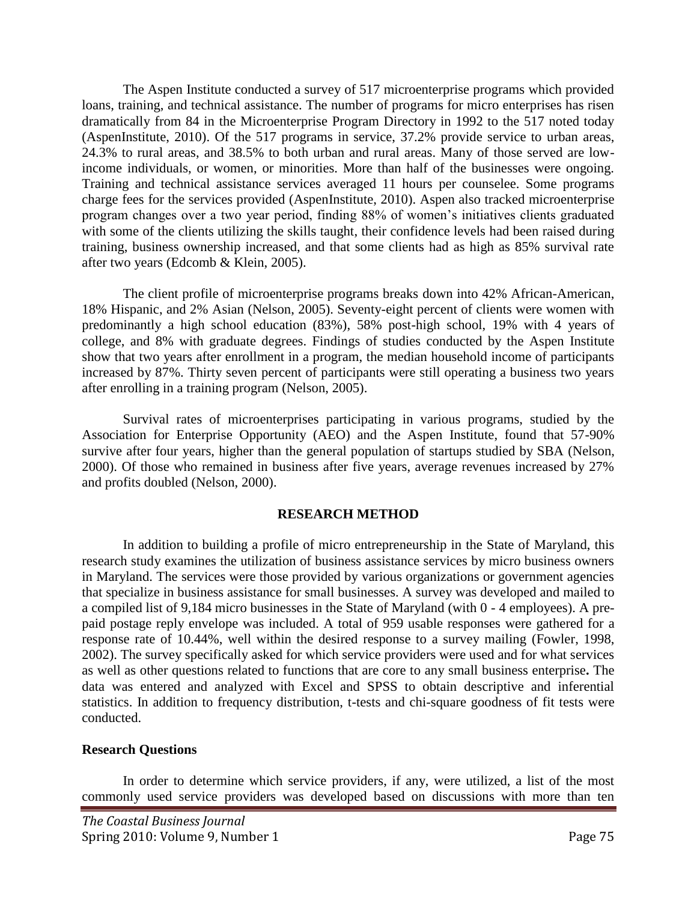The Aspen Institute conducted a survey of 517 microenterprise programs which provided loans, training, and technical assistance. The number of programs for micro enterprises has risen dramatically from 84 in the Microenterprise Program Directory in 1992 to the 517 noted today (AspenInstitute, 2010). Of the 517 programs in service, 37.2% provide service to urban areas, 24.3% to rural areas, and 38.5% to both urban and rural areas. Many of those served are low-income individuals, or women, or minorities. More than half of the businesses were ongoing. Training and technical assistance services averaged 11 hours per counselee. Some programs charge fees for the services provided (AspenInstitute, 2010). Aspen also tracked microenterprise program changes over a two year period, finding 88% of women's initiatives clients graduated with some of the clients utilizing the skills taught, their confidence levels had been raised during training, business ownership increased, and that some clients had as high as 85% survival rate after two years (Edcomb & Klein, 2005).

The client profile of microenterprise programs breaks down into 42% African-American, 18% Hispanic, and 2% Asian (Nelson, 2005). Seventy-eight percent of clients were women with predominantly a high school education (83%), 58% post-high school, 19% with 4 years of college, and 8% with graduate degrees. Findings of studies conducted by the Aspen Institute show that two years after enrollment in a program, the median household income of participants increased by 87%. Thirty seven percent of participants were still operating a business two years after enrolling in a training program (Nelson, 2005).

Survival rates of microenterprises participating in various programs, studied by the Association for Enterprise Opportunity (AEO) and the Aspen Institute, found that 57-90% survive after four years, higher than the general population of startups studied by SBA (Nelson, 2000). Of those who remained in business after five years, average revenues increased by 27% and profits doubled (Nelson, 2000).

## RESEARCH METHOD

In addition to building a profile of micro entrepreneurship in the State of Maryland, this research study examines the utilization of business assistance services by micro business owners in Maryland. The services were those provided by various organizations or government agencies that specialize in business assistance for small businesses. A survey was developed and mailed to a compiled list of 9,184 micro businesses in the State of Maryland (with 0 - 4 employees). A pre-paid postage reply envelope was included. A total of 959 usable responses were gathered for a response rate of 10.44%, well within the desired response to a survey mailing (Fowler, 1998, 2002). The survey specifically asked for which service providers were used and for what services as well as other questions related to functions that are core to any small business enterprise**.** The data was entered and analyzed with Excel and SPSS to obtain descriptive and inferential statistics. In addition to frequency distribution, t-tests and chi-square goodness of fit tests were conducted.

### Research Questions

In order to determine which service providers, if any, were utilized, a list of the most commonly used service providers was developed based on discussions with more than ten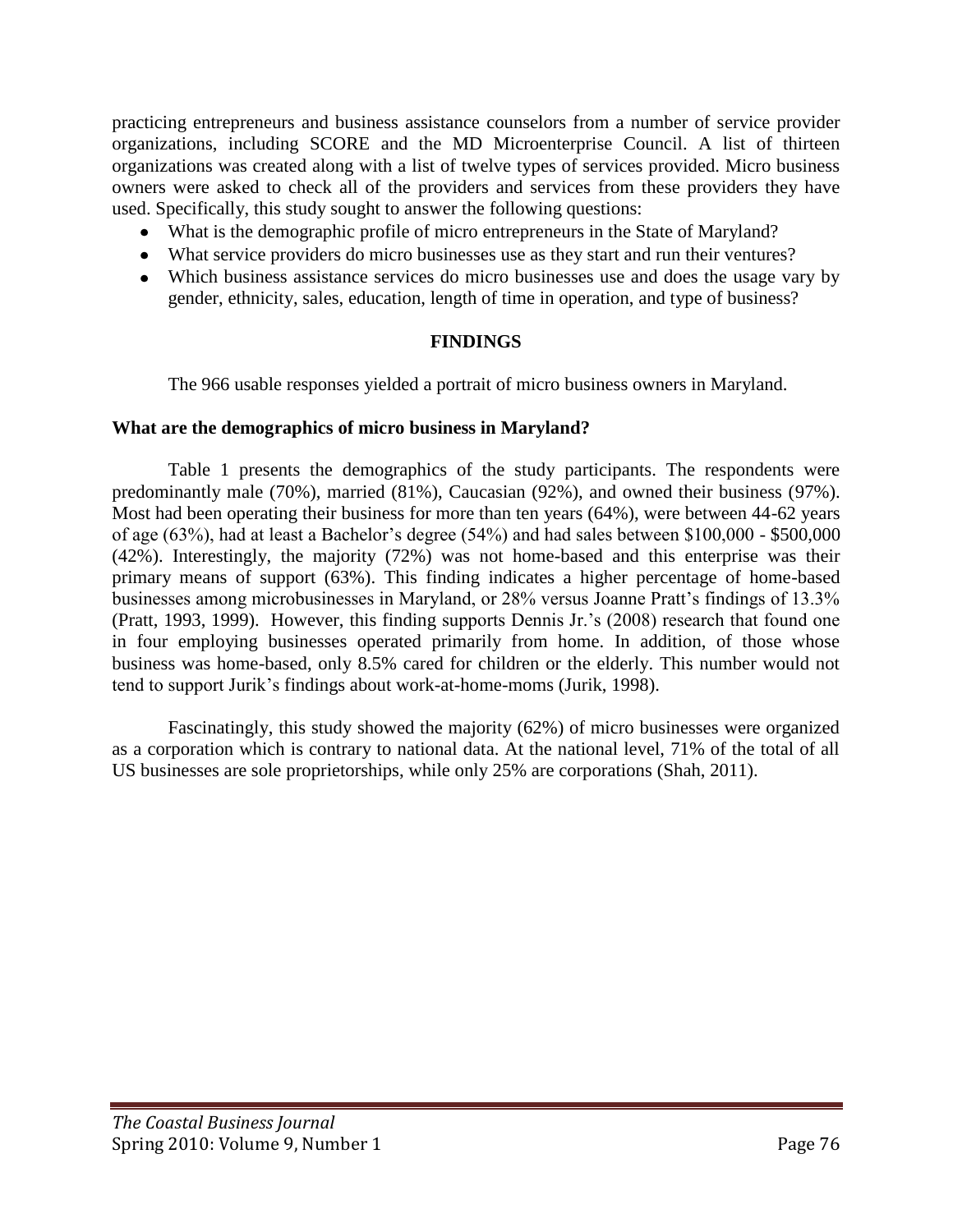practicing entrepreneurs and business assistance counselors from a number of service provider organizations, including SCORE and the MD Microenterprise Council. A list of thirteen organizations was created along with a list of twelve types of services provided. Micro business owners were asked to check all of the providers and services from these providers they have used. Specifically, this study sought to answer the following questions:

- What is the demographic profile of micro entrepreneurs in the State of Maryland?
- What service providers do micro businesses use as they start and run their ventures?
- Which business assistance services do micro businesses use and does the usage vary by gender, ethnicity, sales, education, length of time in operation, and type of business?

## FINDINGS

The 966 usable responses yielded a portrait of micro business owners in Maryland.

### What are the demographics of micro business in Maryland?

Table 1 presents the demographics of the study participants. The respondents were predominantly male (70%), married (81%), Caucasian (92%), and owned their business (97%). Most had been operating their business for more than ten years (64%), were between 44-62 years of age (63%), had at least a Bachelor's degree (54%) and had sales between $100,000 - $500,000 (42%). Interestingly, the majority (72%) was not home-based and this enterprise was their primary means of support (63%). This finding indicates a higher percentage of home-based businesses among microbusinesses in Maryland, or 28% versus Joanne Pratt's findings of 13.3% (Pratt, 1993, 1999). However, this finding supports Dennis Jr.'s (2008) research that found one in four employing businesses operated primarily from home. In addition, of those whose business was home-based, only 8.5% cared for children or the elderly. This number would not tend to support Jurik's findings about work-at-home-moms (Jurik, 1998).

Fascinatingly, this study showed the majority (62%) of micro businesses were organized as a corporation which is contrary to national data. At the national level, 71% of the total of all US businesses are sole proprietorships, while only 25% are corporations (Shah, 2011).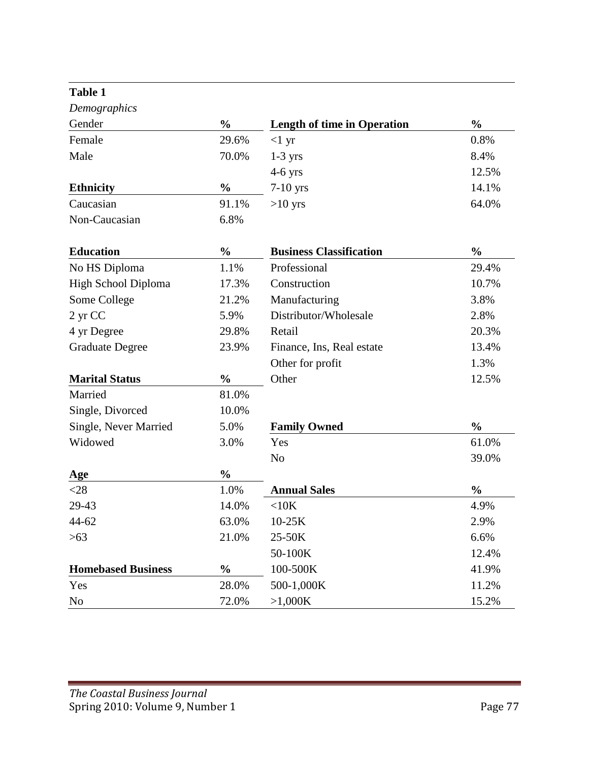**Table 1**

*Demographics*

| Gender | % |
|---|---|
| Female | 29.6% |
| Male | 70.0% |

| Ethnicity | % |
|---|---|
| Caucasian | 91.1% |
| Non-Caucasian | 6.8% |

| Education | % |
|---|---|
| No HS Diploma | 1.1% |
| High School Diploma | 17.3% |
| Some College | 21.2% |
| 2 yr CC | 5.9% |
| 4 yr Degree | 29.8% |
| Graduate Degree | 23.9% |

| Marital Status | % |
|---|---|
| Married | 81.0% |
| Single, Divorced | 10.0% |
| Single, Never Married | 5.0% |
| Widowed | 3.0% |

| Age | % |
|---|---|
| <28 | 1.0% |
| 29-43 | 14.0% |
| 44-62 | 63.0% |
| >63 | 21.0% |

| Homebased Business | % |
|---|---|
| Yes | 28.0% |
| No | 72.0% |

| Length of time in Operation | % |
|---|---|
| <1 yr | 0.8% |
| 1-3 yrs | 8.4% |
| 4-6 yrs | 12.5% |
| 7-10 yrs | 14.1% |
| >10 yrs | 64.0% |

| Business Classification | % |
|---|---|
| Professional | 29.4% |
| Construction | 10.7% |
| Manufacturing | 3.8% |
| Distributor/Wholesale | 2.8% |
| Retail | 20.3% |
| Finance, Ins, Real estate | 13.4% |
| Other for profit | 1.3% |
| Other | 12.5% |

| Family Owned | % |
|---|---|
| Yes | 61.0% |
| No | 39.0% |

| Annual Sales | % |
|---|---|
| <10K | 4.9% |
| 10-25K | 2.9% |
| 25-50K | 6.6% |
| 50-100K | 12.4% |
| 100-500K | 41.9% |
| 500-1,000K | 11.2% |
| >1,000K | 15.2% |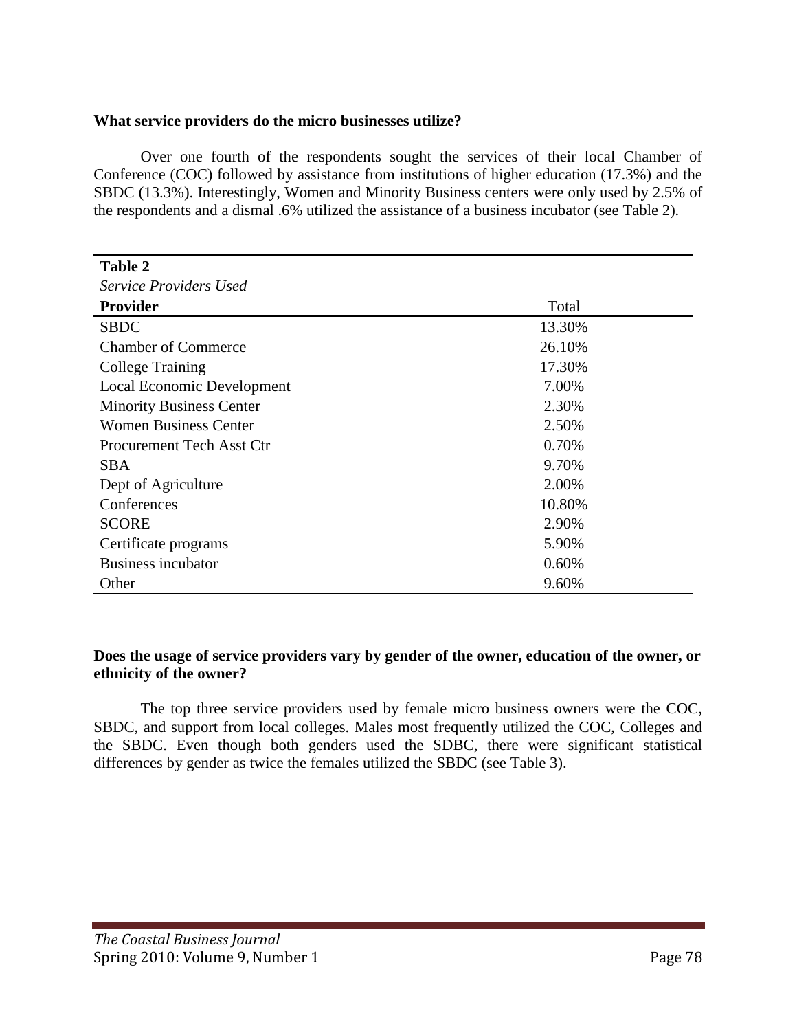**What service providers do the micro businesses utilize?**

Over one fourth of the respondents sought the services of their local Chamber of Conference (COC) followed by assistance from institutions of higher education (17.3%) and the SBDC (13.3%). Interestingly, Women and Minority Business centers were only used by 2.5% of the respondents and a dismal .6% utilized the assistance of a business incubator (see Table 2).

**Table 2**

*Service Providers Used*

| **Provider** | Total |
|---|---|
| SBDC | 13.30% |
| Chamber of Commerce | 26.10% |
| College Training | 17.30% |
| Local Economic Development | 7.00% |
| Minority Business Center | 2.30% |
| Women Business Center | 2.50% |
| Procurement Tech Asst Ctr | 0.70% |
| SBA | 9.70% |
| Dept of Agriculture | 2.00% |
| Conferences | 10.80% |
| SCORE | 2.90% |
| Certificate programs | 5.90% |
| Business incubator | 0.60% |
| Other | 9.60% |

**Does the usage of service providers vary by gender of the owner, education of the owner, or ethnicity of the owner?**

The top three service providers used by female micro business owners were the COC, SBDC, and support from local colleges. Males most frequently utilized the COC, Colleges and the SBDC. Even though both genders used the SDBC, there were significant statistical differences by gender as twice the females utilized the SBDC (see Table 3).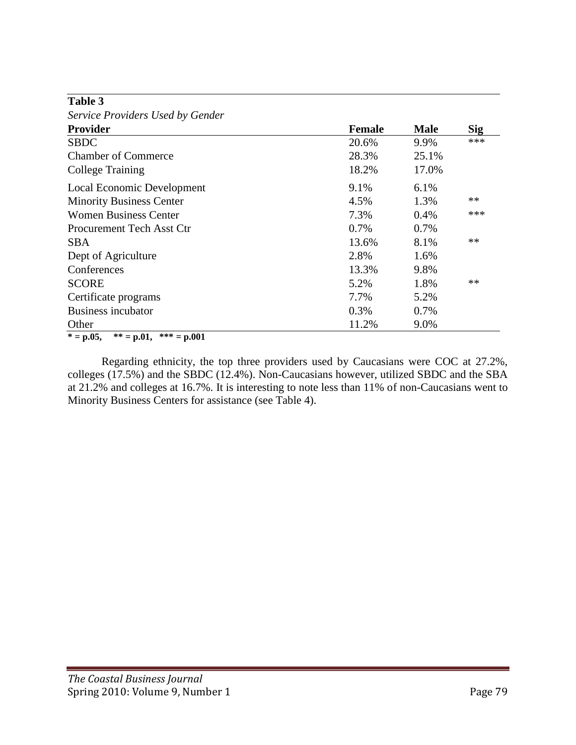**Table 3**

*Service Providers Used by Gender*

| Provider | Female | Male | Sig |
|---|---|---|---|
| SBDC | 20.6% | 9.9% | *** |
| Chamber of Commerce | 28.3% | 25.1% | |
| College Training | 18.2% | 17.0% | |
| Local Economic Development | 9.1% | 6.1% | |
| Minority Business Center | 4.5% | 1.3% | ** |
| Women Business Center | 7.3% | 0.4% | *** |
| Procurement Tech Asst Ctr | 0.7% | 0.7% | |
| SBA | 13.6% | 8.1% | ** |
| Dept of Agriculture | 2.8% | 1.6% | |
| Conferences | 13.3% | 9.8% | |
| SCORE | 5.2% | 1.8% | ** |
| Certificate programs | 7.7% | 5.2% | |
| Business incubator | 0.3% | 0.7% | |
| Other | 11.2% | 9.0% | |

**\* = p.05, \*\* = p.01, \*\*\* = p.001**

Regarding ethnicity, the top three providers used by Caucasians were COC at 27.2%, colleges (17.5%) and the SBDC (12.4%). Non-Caucasians however, utilized SBDC and the SBA at 21.2% and colleges at 16.7%. It is interesting to note less than 11% of non-Caucasians went to Minority Business Centers for assistance (see Table 4).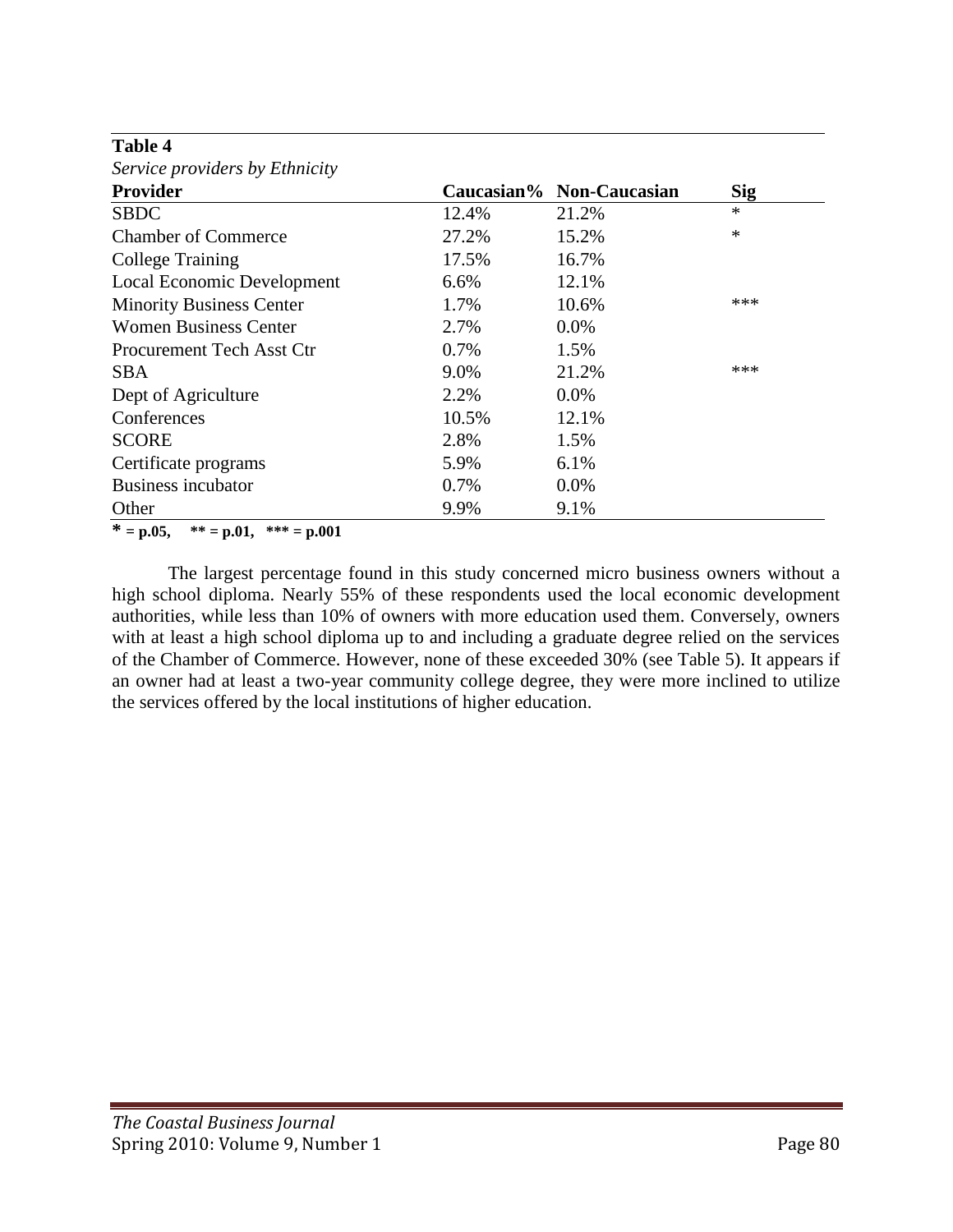**Table 4**

*Service providers by Ethnicity*

| Provider | Caucasian% | Non-Caucasian | Sig |
|---|---|---|---|
| SBDC | 12.4% | 21.2% | * |
| Chamber of Commerce | 27.2% | 15.2% | * |
| College Training | 17.5% | 16.7% | |
| Local Economic Development | 6.6% | 12.1% | |
| Minority Business Center | 1.7% | 10.6% | *** |
| Women Business Center | 2.7% | 0.0% | |
| Procurement Tech Asst Ctr | 0.7% | 1.5% | |
| SBA | 9.0% | 21.2% | *** |
| Dept of Agriculture | 2.2% | 0.0% | |
| Conferences | 10.5% | 12.1% | |
| SCORE | 2.8% | 1.5% | |
| Certificate programs | 5.9% | 6.1% | |
| Business incubator | 0.7% | 0.0% | |
| Other | 9.9% | 9.1% | |

**\* = p.05, \*\* = p.01, \*\*\* = p.001**

The largest percentage found in this study concerned micro business owners without a high school diploma. Nearly 55% of these respondents used the local economic development authorities, while less than 10% of owners with more education used them. Conversely, owners with at least a high school diploma up to and including a graduate degree relied on the services of the Chamber of Commerce. However, none of these exceeded 30% (see Table 5). It appears if an owner had at least a two-year community college degree, they were more inclined to utilize the services offered by the local institutions of higher education.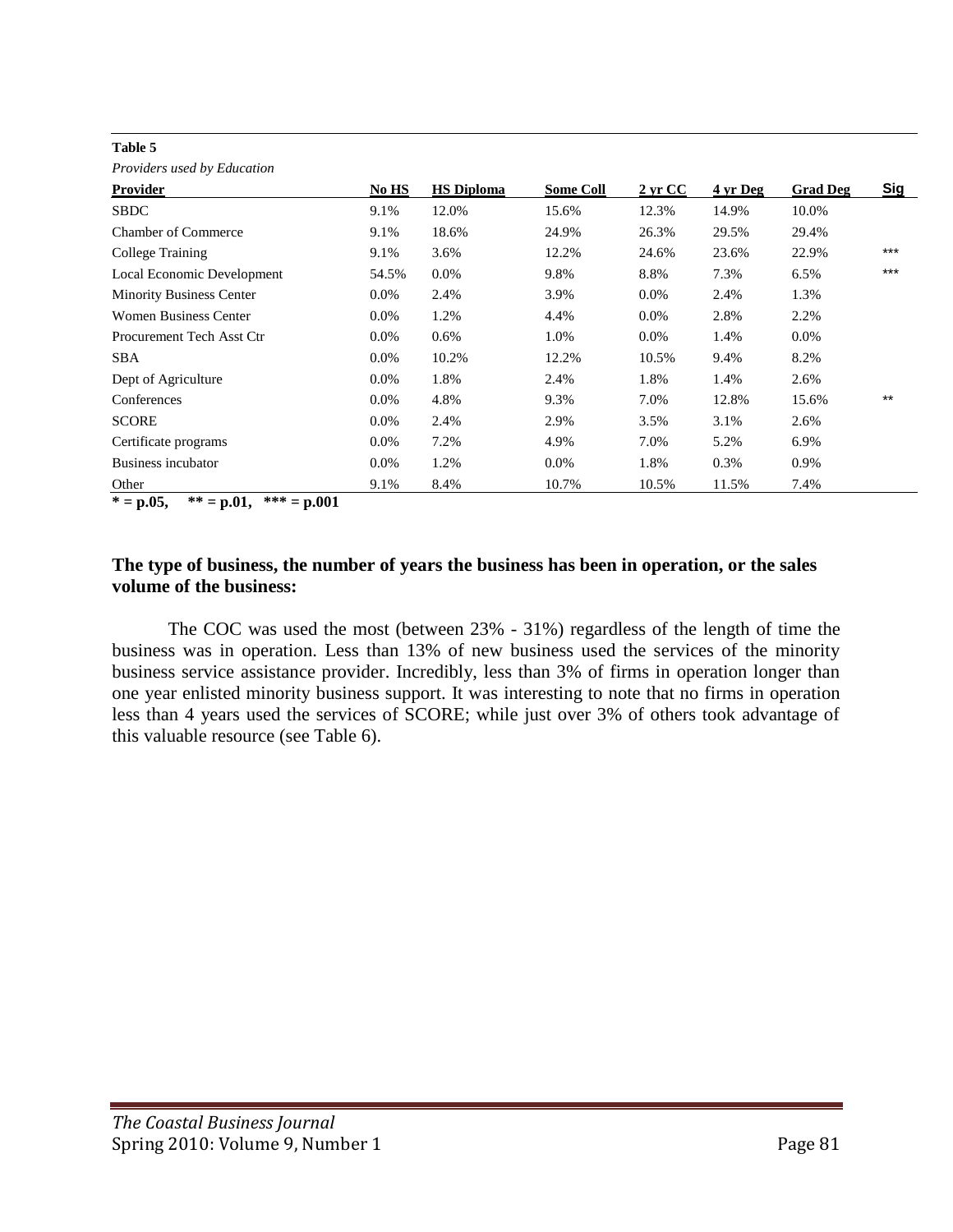**Table 5**

*Providers used by Education*

| Provider | No HS | HS Diploma | Some Coll | 2 yr CC | 4 yr Deg | Grad Deg | Sig |
|---|---|---|---|---|---|---|---|
| SBDC | 9.1% | 12.0% | 15.6% | 12.3% | 14.9% | 10.0% | |
| Chamber of Commerce | 9.1% | 18.6% | 24.9% | 26.3% | 29.5% | 29.4% | |
| College Training | 9.1% | 3.6% | 12.2% | 24.6% | 23.6% | 22.9% | *** |
| Local Economic Development | 54.5% | 0.0% | 9.8% | 8.8% | 7.3% | 6.5% | *** |
| Minority Business Center | 0.0% | 2.4% | 3.9% | 0.0% | 2.4% | 1.3% | |
| Women Business Center | 0.0% | 1.2% | 4.4% | 0.0% | 2.8% | 2.2% | |
| Procurement Tech Asst Ctr | 0.0% | 0.6% | 1.0% | 0.0% | 1.4% | 0.0% | |
| SBA | 0.0% | 10.2% | 12.2% | 10.5% | 9.4% | 8.2% | |
| Dept of Agriculture | 0.0% | 1.8% | 2.4% | 1.8% | 1.4% | 2.6% | |
| Conferences | 0.0% | 4.8% | 9.3% | 7.0% | 12.8% | 15.6% | ** |
| SCORE | 0.0% | 2.4% | 2.9% | 3.5% | 3.1% | 2.6% | |
| Certificate programs | 0.0% | 7.2% | 4.9% | 7.0% | 5.2% | 6.9% | |
| Business incubator | 0.0% | 1.2% | 0.0% | 1.8% | 0.3% | 0.9% | |
| Other | 9.1% | 8.4% | 10.7% | 10.5% | 11.5% | 7.4% | |

**\* = p.05, \*\* = p.01, \*\*\* = p.001**

### The type of business, the number of years the business has been in operation, or the sales volume of the business:

The COC was used the most (between 23% - 31%) regardless of the length of time the business was in operation. Less than 13% of new business used the services of the minority business service assistance provider. Incredibly, less than 3% of firms in operation longer than one year enlisted minority business support. It was interesting to note that no firms in operation less than 4 years used the services of SCORE; while just over 3% of others took advantage of this valuable resource (see Table 6).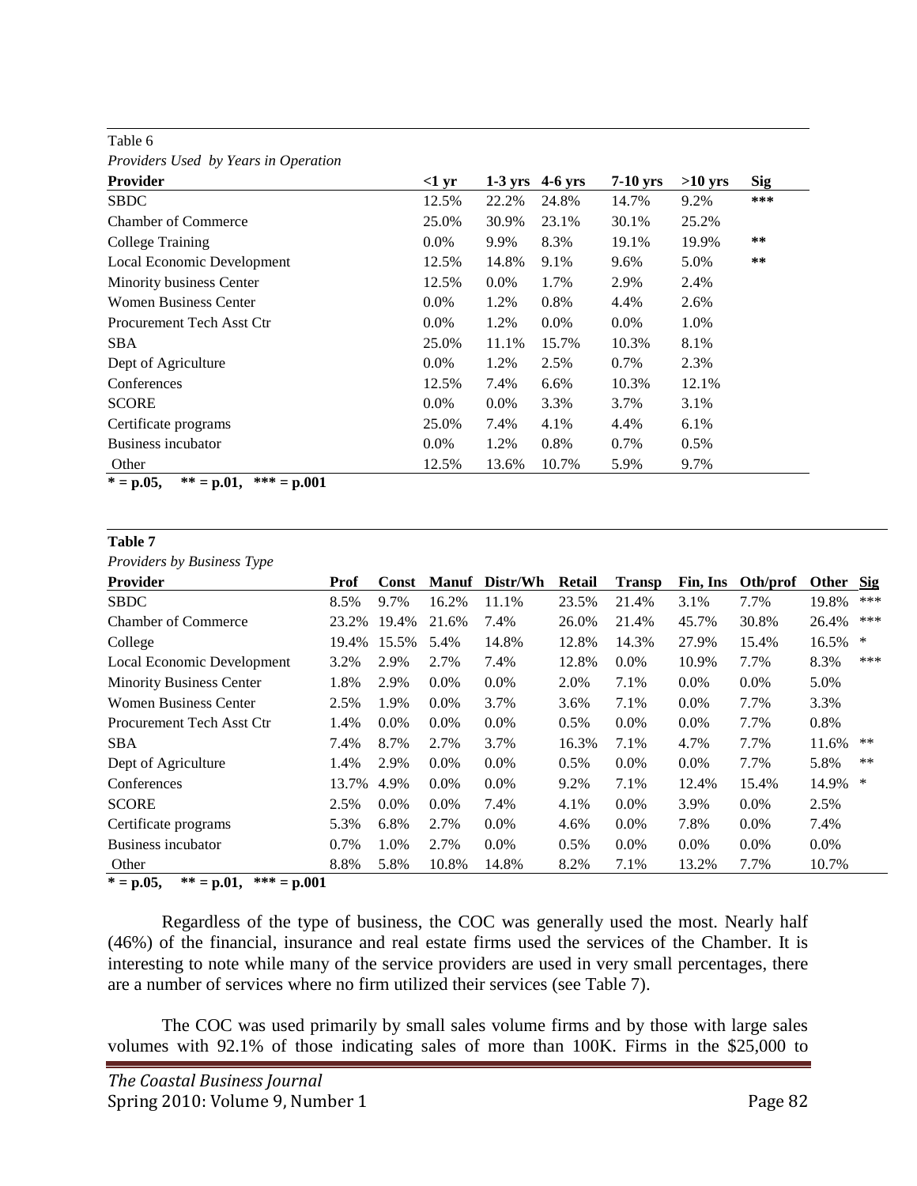Table 6

*Providers Used by Years in Operation*

| Provider | <1 yr | 1-3 yrs | 4-6 yrs | 7-10 yrs | >10 yrs | Sig |
|---|---|---|---|---|---|---|
| SBDC | 12.5% | 22.2% | 24.8% | 14.7% | 9.2% | *** |
| Chamber of Commerce | 25.0% | 30.9% | 23.1% | 30.1% | 25.2% | |
| College Training | 0.0% | 9.9% | 8.3% | 19.1% | 19.9% | ** |
| Local Economic Development | 12.5% | 14.8% | 9.1% | 9.6% | 5.0% | ** |
| Minority business Center | 12.5% | 0.0% | 1.7% | 2.9% | 2.4% | |
| Women Business Center | 0.0% | 1.2% | 0.8% | 4.4% | 2.6% | |
| Procurement Tech Asst Ctr | 0.0% | 1.2% | 0.0% | 0.0% | 1.0% | |
| SBA | 25.0% | 11.1% | 15.7% | 10.3% | 8.1% | |
| Dept of Agriculture | 0.0% | 1.2% | 2.5% | 0.7% | 2.3% | |
| Conferences | 12.5% | 7.4% | 6.6% | 10.3% | 12.1% | |
| SCORE | 0.0% | 0.0% | 3.3% | 3.7% | 3.1% | |
| Certificate programs | 25.0% | 7.4% | 4.1% | 4.4% | 6.1% | |
| Business incubator | 0.0% | 1.2% | 0.8% | 0.7% | 0.5% | |
| Other | 12.5% | 13.6% | 10.7% | 5.9% | 9.7% | |

**\* = p.05, \*\* = p.01, \*\*\* = p.001**

**Table 7**

*Providers by Business Type*

| Provider | Prof | Const | Manuf | Distr/Wh | Retail | Transp | Fin, Ins | Oth/prof | Other | Sig |
|---|---|---|---|---|---|---|---|---|---|---|
| SBDC | 8.5% | 9.7% | 16.2% | 11.1% | 23.5% | 21.4% | 3.1% | 7.7% | 19.8% | *** |
| Chamber of Commerce | 23.2% | 19.4% | 21.6% | 7.4% | 26.0% | 21.4% | 45.7% | 30.8% | 26.4% | *** |
| College | 19.4% | 15.5% | 5.4% | 14.8% | 12.8% | 14.3% | 27.9% | 15.4% | 16.5% | * |
| Local Economic Development | 3.2% | 2.9% | 2.7% | 7.4% | 12.8% | 0.0% | 10.9% | 7.7% | 8.3% | *** |
| Minority Business Center | 1.8% | 2.9% | 0.0% | 0.0% | 2.0% | 7.1% | 0.0% | 0.0% | 5.0% | |
| Women Business Center | 2.5% | 1.9% | 0.0% | 3.7% | 3.6% | 7.1% | 0.0% | 7.7% | 3.3% | |
| Procurement Tech Asst Ctr | 1.4% | 0.0% | 0.0% | 0.0% | 0.5% | 0.0% | 0.0% | 7.7% | 0.8% | |
| SBA | 7.4% | 8.7% | 2.7% | 3.7% | 16.3% | 7.1% | 4.7% | 7.7% | 11.6% | ** |
| Dept of Agriculture | 1.4% | 2.9% | 0.0% | 0.0% | 0.5% | 0.0% | 0.0% | 7.7% | 5.8% | ** |
| Conferences | 13.7% | 4.9% | 0.0% | 0.0% | 9.2% | 7.1% | 12.4% | 15.4% | 14.9% | * |
| SCORE | 2.5% | 0.0% | 0.0% | 7.4% | 4.1% | 0.0% | 3.9% | 0.0% | 2.5% | |
| Certificate programs | 5.3% | 6.8% | 2.7% | 0.0% | 4.6% | 0.0% | 7.8% | 0.0% | 7.4% | |
| Business incubator | 0.7% | 1.0% | 2.7% | 0.0% | 0.5% | 0.0% | 0.0% | 0.0% | 0.0% | |
| Other | 8.8% | 5.8% | 10.8% | 14.8% | 8.2% | 7.1% | 13.2% | 7.7% | 10.7% | |

**\* = p.05, \*\* = p.01, \*\*\* = p.001**

Regardless of the type of business, the COC was generally used the most. Nearly half (46%) of the financial, insurance and real estate firms used the services of the Chamber. It is interesting to note while many of the service providers are used in very small percentages, there are a number of services where no firm utilized their services (see Table 7).

The COC was used primarily by small sales volume firms and by those with large sales volumes with 92.1% of those indicating sales of more than 100K. Firms in the $25,000 to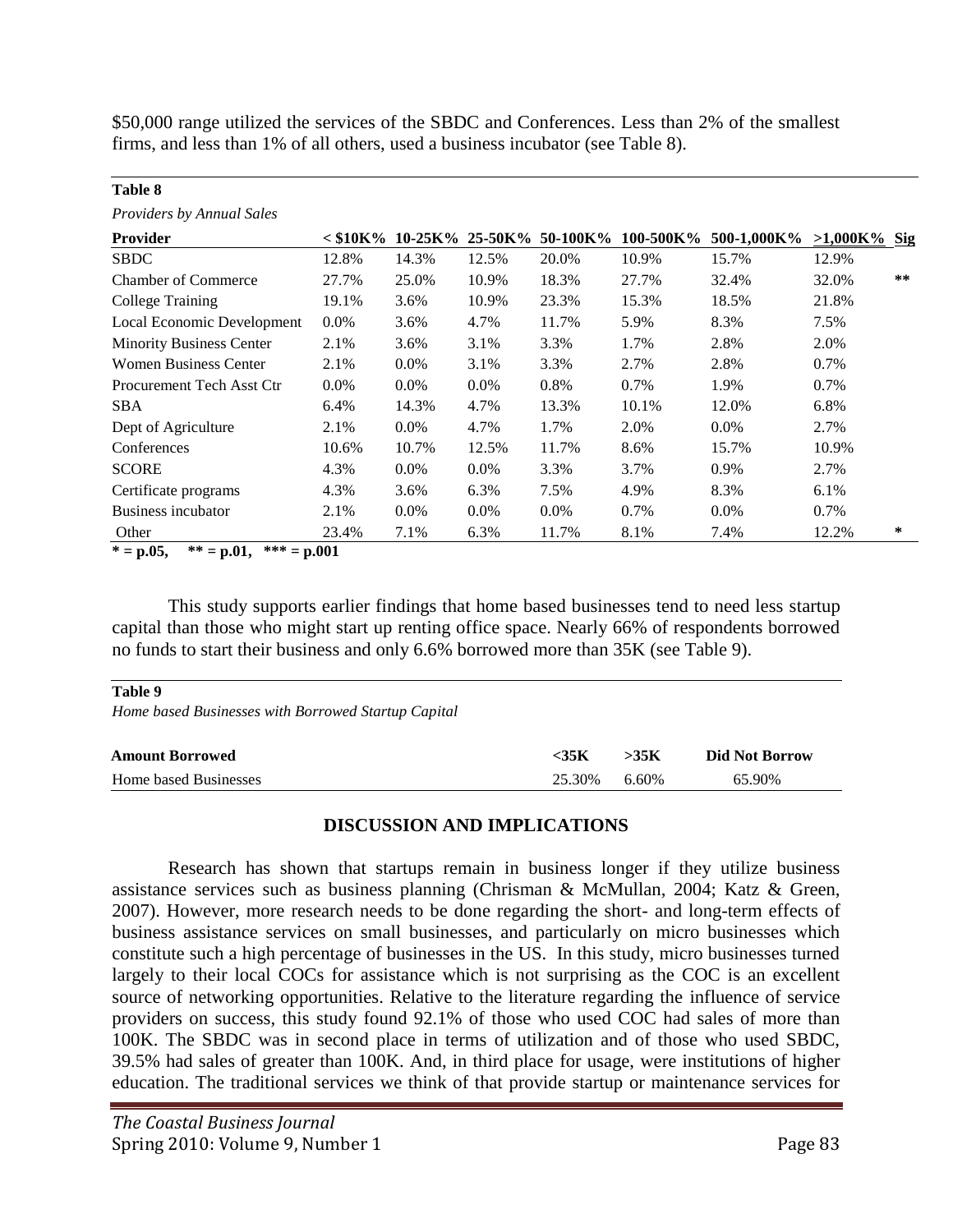$50,000 range utilized the services of the SBDC and Conferences. Less than 2% of the smallest firms, and less than 1% of all others, used a business incubator (see Table 8).

**Table 8**

*Providers by Annual Sales*

| Provider | < $10K% | 10-25K% | 25-50K% | 50-100K% | 100-500K% | 500-1,000K% | >1,000K% | Sig |
|---|---|---|---|---|---|---|---|---|
| SBDC | 12.8% | 14.3% | 12.5% | 20.0% | 10.9% | 15.7% | 12.9% | |
| Chamber of Commerce | 27.7% | 25.0% | 10.9% | 18.3% | 27.7% | 32.4% | 32.0% | ** |
| College Training | 19.1% | 3.6% | 10.9% | 23.3% | 15.3% | 18.5% | 21.8% | |
| Local Economic Development | 0.0% | 3.6% | 4.7% | 11.7% | 5.9% | 8.3% | 7.5% | |
| Minority Business Center | 2.1% | 3.6% | 3.1% | 3.3% | 1.7% | 2.8% | 2.0% | |
| Women Business Center | 2.1% | 0.0% | 3.1% | 3.3% | 2.7% | 2.8% | 0.7% | |
| Procurement Tech Asst Ctr | 0.0% | 0.0% | 0.0% | 0.8% | 0.7% | 1.9% | 0.7% | |
| SBA | 6.4% | 14.3% | 4.7% | 13.3% | 10.1% | 12.0% | 6.8% | |
| Dept of Agriculture | 2.1% | 0.0% | 4.7% | 1.7% | 2.0% | 0.0% | 2.7% | |
| Conferences | 10.6% | 10.7% | 12.5% | 11.7% | 8.6% | 15.7% | 10.9% | |
| SCORE | 4.3% | 0.0% | 0.0% | 3.3% | 3.7% | 0.9% | 2.7% | |
| Certificate programs | 4.3% | 3.6% | 6.3% | 7.5% | 4.9% | 8.3% | 6.1% | |
| Business incubator | 2.1% | 0.0% | 0.0% | 0.0% | 0.7% | 0.0% | 0.7% | |
| Other | 23.4% | 7.1% | 6.3% | 11.7% | 8.1% | 7.4% | 12.2% | * |

**\* = p.05, \*\* = p.01, \*\*\* = p.001**

This study supports earlier findings that home based businesses tend to need less startup capital than those who might start up renting office space. Nearly 66% of respondents borrowed no funds to start their business and only 6.6% borrowed more than 35K (see Table 9).

**Table 9**

*Home based Businesses with Borrowed Startup Capital*

| Amount Borrowed | <35K | >35K | Did Not Borrow |
|---|---|---|---|
| Home based Businesses | 25.30% | 6.60% | 65.90% |

## DISCUSSION AND IMPLICATIONS

Research has shown that startups remain in business longer if they utilize business assistance services such as business planning (Chrisman & McMullan, 2004; Katz & Green, 2007). However, more research needs to be done regarding the short- and long-term effects of business assistance services on small businesses, and particularly on micro businesses which constitute such a high percentage of businesses in the US. In this study, micro businesses turned largely to their local COCs for assistance which is not surprising as the COC is an excellent source of networking opportunities. Relative to the literature regarding the influence of service providers on success, this study found 92.1% of those who used COC had sales of more than 100K. The SBDC was in second place in terms of utilization and of those who used SBDC, 39.5% had sales of greater than 100K. And, in third place for usage, were institutions of higher education. The traditional services we think of that provide startup or maintenance services for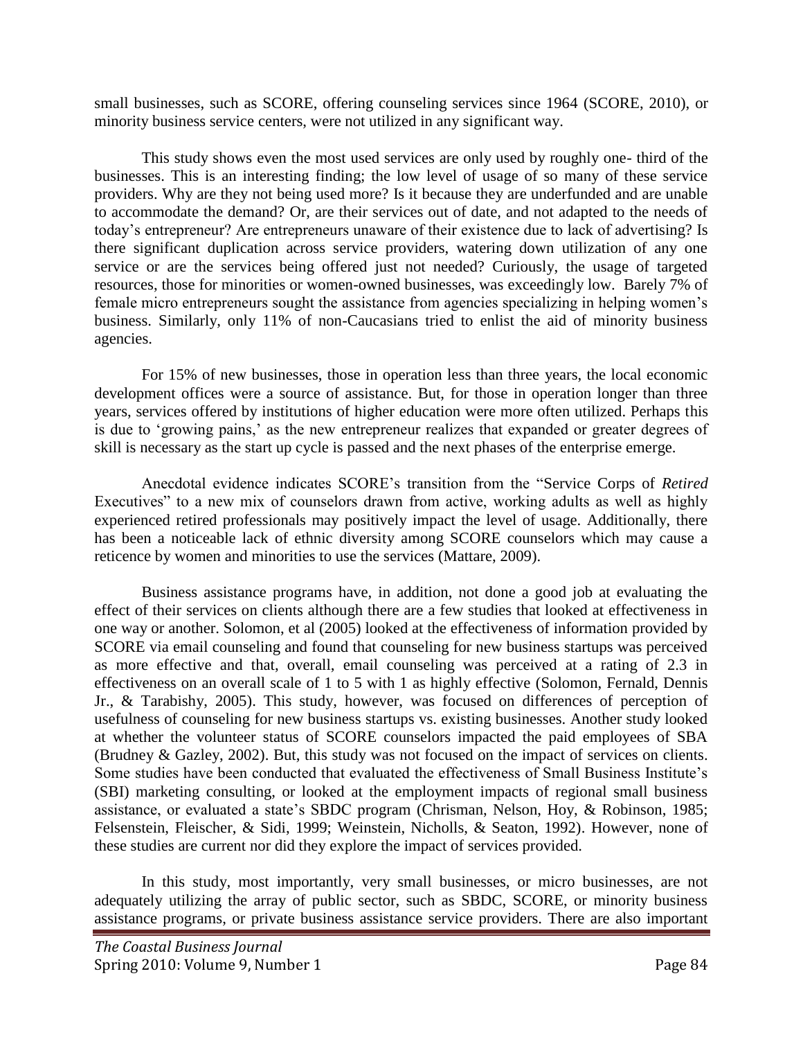small businesses, such as SCORE, offering counseling services since 1964 (SCORE, 2010), or minority business service centers, were not utilized in any significant way.

This study shows even the most used services are only used by roughly one- third of the businesses. This is an interesting finding; the low level of usage of so many of these service providers. Why are they not being used more? Is it because they are underfunded and are unable to accommodate the demand? Or, are their services out of date, and not adapted to the needs of today's entrepreneur? Are entrepreneurs unaware of their existence due to lack of advertising? Is there significant duplication across service providers, watering down utilization of any one service or are the services being offered just not needed? Curiously, the usage of targeted resources, those for minorities or women-owned businesses, was exceedingly low. Barely 7% of female micro entrepreneurs sought the assistance from agencies specializing in helping women's business. Similarly, only 11% of non-Caucasians tried to enlist the aid of minority business agencies.

For 15% of new businesses, those in operation less than three years, the local economic development offices were a source of assistance. But, for those in operation longer than three years, services offered by institutions of higher education were more often utilized. Perhaps this is due to 'growing pains,' as the new entrepreneur realizes that expanded or greater degrees of skill is necessary as the start up cycle is passed and the next phases of the enterprise emerge.

Anecdotal evidence indicates SCORE's transition from the "Service Corps of *Retired* Executives" to a new mix of counselors drawn from active, working adults as well as highly experienced retired professionals may positively impact the level of usage. Additionally, there has been a noticeable lack of ethnic diversity among SCORE counselors which may cause a reticence by women and minorities to use the services (Mattare, 2009).

Business assistance programs have, in addition, not done a good job at evaluating the effect of their services on clients although there are a few studies that looked at effectiveness in one way or another. Solomon, et al (2005) looked at the effectiveness of information provided by SCORE via email counseling and found that counseling for new business startups was perceived as more effective and that, overall, email counseling was perceived at a rating of 2.3 in effectiveness on an overall scale of 1 to 5 with 1 as highly effective (Solomon, Fernald, Dennis Jr., & Tarabishy, 2005). This study, however, was focused on differences of perception of usefulness of counseling for new business startups vs. existing businesses. Another study looked at whether the volunteer status of SCORE counselors impacted the paid employees of SBA (Brudney & Gazley, 2002). But, this study was not focused on the impact of services on clients. Some studies have been conducted that evaluated the effectiveness of Small Business Institute's (SBI) marketing consulting, or looked at the employment impacts of regional small business assistance, or evaluated a state's SBDC program (Chrisman, Nelson, Hoy, & Robinson, 1985; Felsenstein, Fleischer, & Sidi, 1999; Weinstein, Nicholls, & Seaton, 1992). However, none of these studies are current nor did they explore the impact of services provided.

In this study, most importantly, very small businesses, or micro businesses, are not adequately utilizing the array of public sector, such as SBDC, SCORE, or minority business assistance programs, or private business assistance service providers. There are also important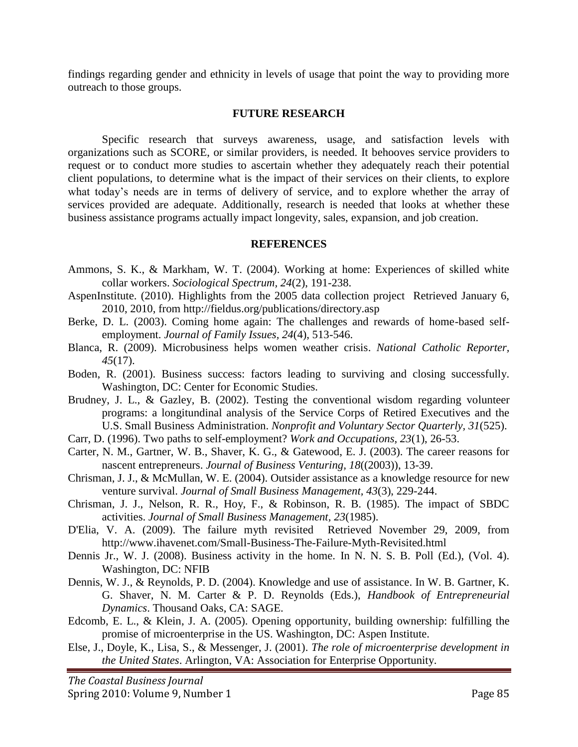findings regarding gender and ethnicity in levels of usage that point the way to providing more outreach to those groups.

## FUTURE RESEARCH

Specific research that surveys awareness, usage, and satisfaction levels with organizations such as SCORE, or similar providers, is needed. It behooves service providers to request or to conduct more studies to ascertain whether they adequately reach their potential client populations, to determine what is the impact of their services on their clients, to explore what today's needs are in terms of delivery of service, and to explore whether the array of services provided are adequate. Additionally, research is needed that looks at whether these business assistance programs actually impact longevity, sales, expansion, and job creation.

## REFERENCES

Ammons, S. K., & Markham, W. T. (2004). Working at home: Experiences of skilled white collar workers. *Sociological Spectrum, 24*(2), 191-238.

AspenInstitute. (2010). Highlights from the 2005 data collection project Retrieved January 6, 2010, 2010, from http://fieldus.org/publications/directory.asp

Berke, D. L. (2003). Coming home again: The challenges and rewards of home-based self-employment. *Journal of Family Issues, 24*(4), 513-546.

Blanca, R. (2009). Microbusiness helps women weather crisis. *National Catholic Reporter, 45*(17).

Boden, R. (2001). Business success: factors leading to surviving and closing successfully. Washington, DC: Center for Economic Studies.

Brudney, J. L., & Gazley, B. (2002). Testing the conventional wisdom regarding volunteer programs: a longitundinal analysis of the Service Corps of Retired Executives and the U.S. Small Business Administration. *Nonprofit and Voluntary Sector Quarterly, 31*(525).

Carr, D. (1996). Two paths to self-employment? *Work and Occupations, 23*(1), 26-53.

Carter, N. M., Gartner, W. B., Shaver, K. G., & Gatewood, E. J. (2003). The career reasons for nascent entrepreneurs. *Journal of Business Venturing, 18*((2003)), 13-39.

Chrisman, J. J., & McMullan, W. E. (2004). Outsider assistance as a knowledge resource for new venture survival. *Journal of Small Business Management, 43*(3), 229-244.

Chrisman, J. J., Nelson, R. R., Hoy, F., & Robinson, R. B. (1985). The impact of SBDC activities. *Journal of Small Business Management, 23*(1985).

D'Elia, V. A. (2009). The failure myth revisited Retrieved November 29, 2009, from http://www.ihavenet.com/Small-Business-The-Failure-Myth-Revisited.html

Dennis Jr., W. J. (2008). Business activity in the home. In N. N. S. B. Poll (Ed.), (Vol. 4). Washington, DC: NFIB

Dennis, W. J., & Reynolds, P. D. (2004). Knowledge and use of assistance. In W. B. Gartner, K. G. Shaver, N. M. Carter & P. D. Reynolds (Eds.), *Handbook of Entrepreneurial Dynamics*. Thousand Oaks, CA: SAGE.

Edcomb, E. L., & Klein, J. A. (2005). Opening opportunity, building ownership: fulfilling the promise of microenterprise in the US. Washington, DC: Aspen Institute.

Else, J., Doyle, K., Lisa, S., & Messenger, J. (2001). *The role of microenterprise development in the United States*. Arlington, VA: Association for Enterprise Opportunity.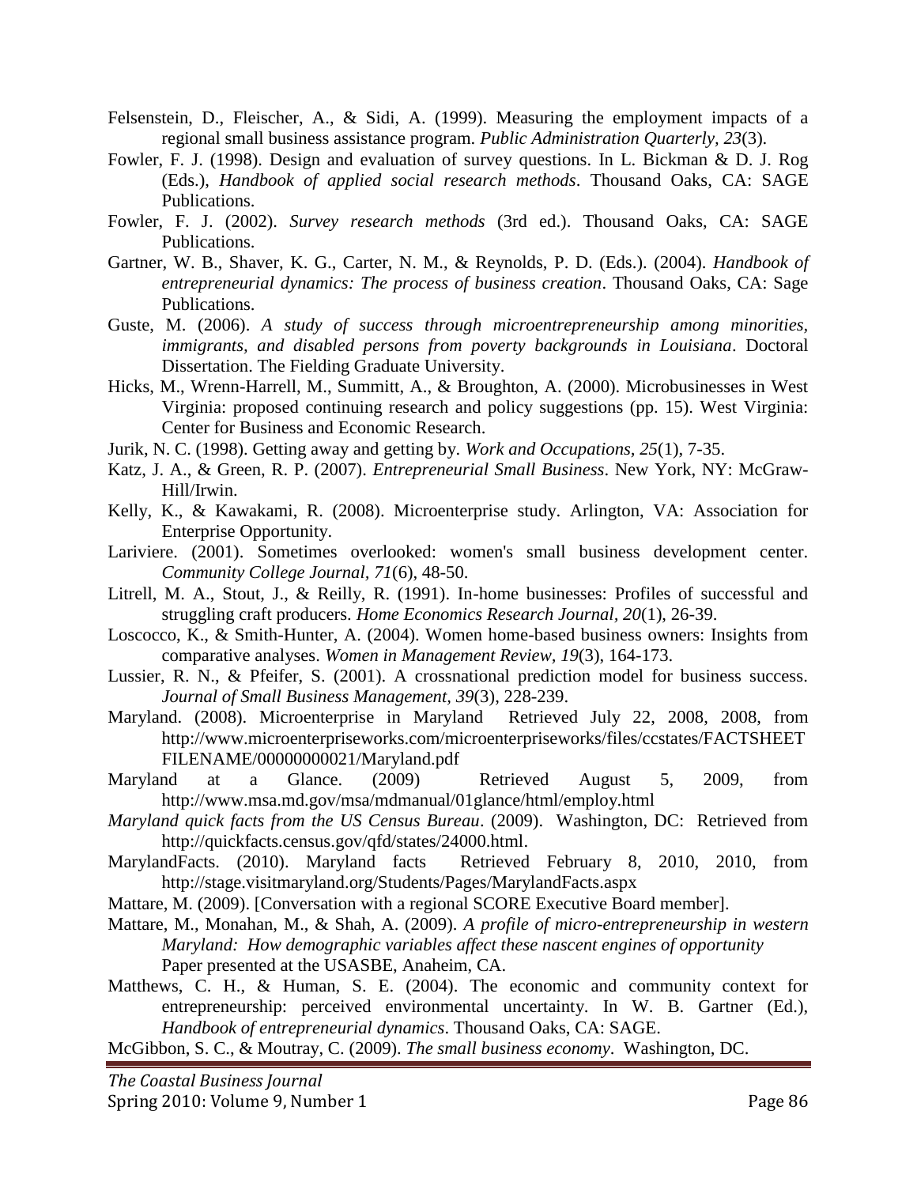Felsenstein, D., Fleischer, A., & Sidi, A. (1999). Measuring the employment impacts of a regional small business assistance program. *Public Administration Quarterly, 23*(3).

Fowler, F. J. (1998). Design and evaluation of survey questions. In L. Bickman & D. J. Rog (Eds.), *Handbook of applied social research methods*. Thousand Oaks, CA: SAGE Publications.

Fowler, F. J. (2002). *Survey research methods* (3rd ed.). Thousand Oaks, CA: SAGE Publications.

Gartner, W. B., Shaver, K. G., Carter, N. M., & Reynolds, P. D. (Eds.). (2004). *Handbook of entrepreneurial dynamics: The process of business creation*. Thousand Oaks, CA: Sage Publications.

Guste, M. (2006). *A study of success through microentrepreneurship among minorities, immigrants, and disabled persons from poverty backgrounds in Louisiana*. Doctoral Dissertation. The Fielding Graduate University.

Hicks, M., Wrenn-Harrell, M., Summitt, A., & Broughton, A. (2000). Microbusinesses in West Virginia: proposed continuing research and policy suggestions (pp. 15). West Virginia: Center for Business and Economic Research.

Jurik, N. C. (1998). Getting away and getting by. *Work and Occupations, 25*(1), 7-35.

Katz, J. A., & Green, R. P. (2007). *Entrepreneurial Small Business*. New York, NY: McGraw-Hill/Irwin.

Kelly, K., & Kawakami, R. (2008). Microenterprise study. Arlington, VA: Association for Enterprise Opportunity.

Lariviere. (2001). Sometimes overlooked: women's small business development center. *Community College Journal, 71*(6), 48-50.

Litrell, M. A., Stout, J., & Reilly, R. (1991). In-home businesses: Profiles of successful and struggling craft producers. *Home Economics Research Journal, 20*(1), 26-39.

Loscocco, K., & Smith-Hunter, A. (2004). Women home-based business owners: Insights from comparative analyses. *Women in Management Review, 19*(3), 164-173.

Lussier, R. N., & Pfeifer, S. (2001). A crossnational prediction model for business success. *Journal of Small Business Management, 39*(3), 228-239.

Maryland. (2008). Microenterprise in Maryland Retrieved July 22, 2008, 2008, from http://www.microenterpriseworks.com/microenterpriseworks/files/ccstates/FACTSHEETFILENAME/00000000021/Maryland.pdf

Maryland at a Glance. (2009) Retrieved August 5, 2009, from http://www.msa.md.gov/msa/mdmanual/01glance/html/employ.html

*Maryland quick facts from the US Census Bureau*. (2009). Washington, DC: Retrieved from http://quickfacts.census.gov/qfd/states/24000.html.

MarylandFacts. (2010). Maryland facts Retrieved February 8, 2010, 2010, from http://stage.visitmaryland.org/Students/Pages/MarylandFacts.aspx

Mattare, M. (2009). [Conversation with a regional SCORE Executive Board member].

Mattare, M., Monahan, M., & Shah, A. (2009). *A profile of micro-entrepreneurship in western Maryland: How demographic variables affect these nascent engines of opportunity* Paper presented at the USASBE, Anaheim, CA.

Matthews, C. H., & Human, S. E. (2004). The economic and community context for entrepreneurship: perceived environmental uncertainty. In W. B. Gartner (Ed.), *Handbook of entrepreneurial dynamics*. Thousand Oaks, CA: SAGE.

McGibbon, S. C., & Moutray, C. (2009). *The small business economy*. Washington, DC.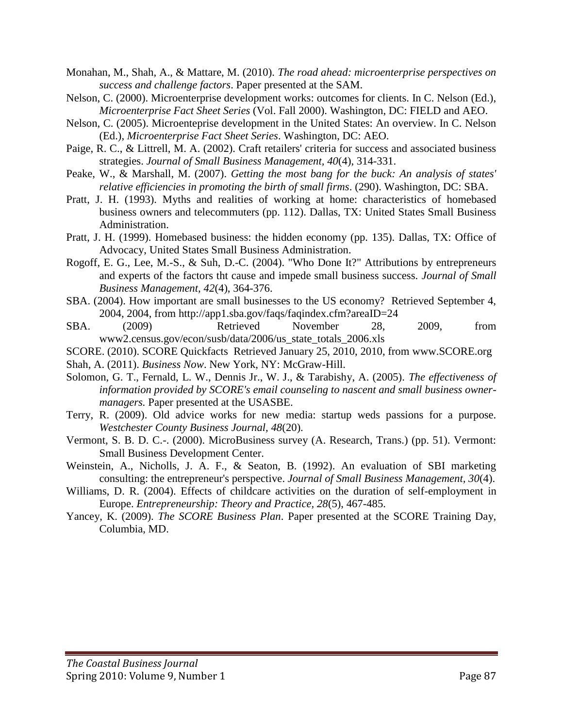Monahan, M., Shah, A., & Mattare, M. (2010). *The road ahead: microenterprise perspectives on success and challenge factors*. Paper presented at the SAM.

Nelson, C. (2000). Microenterprise development works: outcomes for clients. In C. Nelson (Ed.), *Microenterprise Fact Sheet Series* (Vol. Fall 2000). Washington, DC: FIELD and AEO.

Nelson, C. (2005). Microenteprise development in the United States: An overview. In C. Nelson (Ed.), *Microenterprise Fact Sheet Series*. Washington, DC: AEO.

Paige, R. C., & Littrell, M. A. (2002). Craft retailers' criteria for success and associated business strategies. *Journal of Small Business Management, 40*(4), 314-331.

Peake, W., & Marshall, M. (2007). *Getting the most bang for the buck: An analysis of states' relative efficiencies in promoting the birth of small firms*. (290). Washington, DC: SBA.

Pratt, J. H. (1993). Myths and realities of working at home: characteristics of homebased business owners and telecommuters (pp. 112). Dallas, TX: United States Small Business Administration.

Pratt, J. H. (1999). Homebased business: the hidden economy (pp. 135). Dallas, TX: Office of Advocacy, United States Small Business Administration.

Rogoff, E. G., Lee, M.-S., & Suh, D.-C. (2004). "Who Done It?" Attributions by entrepreneurs and experts of the factors tht cause and impede small business success. *Journal of Small Business Management, 42*(4), 364-376.

SBA. (2004). How important are small businesses to the US economy? Retrieved September 4, 2004, 2004, from http://app1.sba.gov/faqs/faqindex.cfm?areaID=24

SBA. (2009) Retrieved November 28, 2009, from www2.census.gov/econ/susb/data/2006/us_state_totals_2006.xls

SCORE. (2010). SCORE Quickfacts Retrieved January 25, 2010, 2010, from www.SCORE.org

Shah, A. (2011). *Business Now*. New York, NY: McGraw-Hill.

Solomon, G. T., Fernald, L. W., Dennis Jr., W. J., & Tarabishy, A. (2005). *The effectiveness of information provided by SCORE's email counseling to nascent and small business owner-managers.* Paper presented at the USASBE.

Terry, R. (2009). Old advice works for new media: startup weds passions for a purpose. *Westchester County Business Journal, 48*(20).

Vermont, S. B. D. C.-. (2000). MicroBusiness survey (A. Research, Trans.) (pp. 51). Vermont: Small Business Development Center.

Weinstein, A., Nicholls, J. A. F., & Seaton, B. (1992). An evaluation of SBI marketing consulting: the entrepreneur's perspective. *Journal of Small Business Management, 30*(4).

Williams, D. R. (2004). Effects of childcare activities on the duration of self-employment in Europe. *Entrepreneurship: Theory and Practice, 28*(5), 467-485.

Yancey, K. (2009). *The SCORE Business Plan*. Paper presented at the SCORE Training Day, Columbia, MD.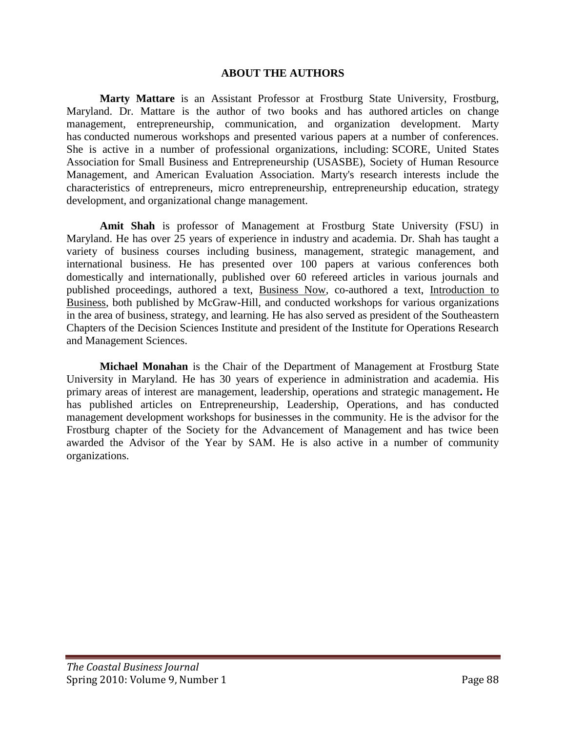## ABOUT THE AUTHORS

**Marty Mattare** is an Assistant Professor at Frostburg State University, Frostburg, Maryland. Dr. Mattare is the author of two books and has authored articles on change management, entrepreneurship, communication, and organization development. Marty has conducted numerous workshops and presented various papers at a number of conferences. She is active in a number of professional organizations, including: SCORE, United States Association for Small Business and Entrepreneurship (USASBE), Society of Human Resource Management, and American Evaluation Association. Marty's research interests include the characteristics of entrepreneurs, micro entrepreneurship, entrepreneurship education, strategy development, and organizational change management.

**Amit Shah** is professor of Management at Frostburg State University (FSU) in Maryland. He has over 25 years of experience in industry and academia. Dr. Shah has taught a variety of business courses including business, management, strategic management, and international business. He has presented over 100 papers at various conferences both domestically and internationally, published over 60 refereed articles in various journals and published proceedings, authored a text, Business Now, co-authored a text, Introduction to Business, both published by McGraw-Hill, and conducted workshops for various organizations in the area of business, strategy, and learning. He has also served as president of the Southeastern Chapters of the Decision Sciences Institute and president of the Institute for Operations Research and Management Sciences.

**Michael Monahan** is the Chair of the Department of Management at Frostburg State University in Maryland. He has 30 years of experience in administration and academia. His primary areas of interest are management, leadership, operations and strategic management**.** He has published articles on Entrepreneurship, Leadership, Operations, and has conducted management development workshops for businesses in the community. He is the advisor for the Frostburg chapter of the Society for the Advancement of Management and has twice been awarded the Advisor of the Year by SAM. He is also active in a number of community organizations.